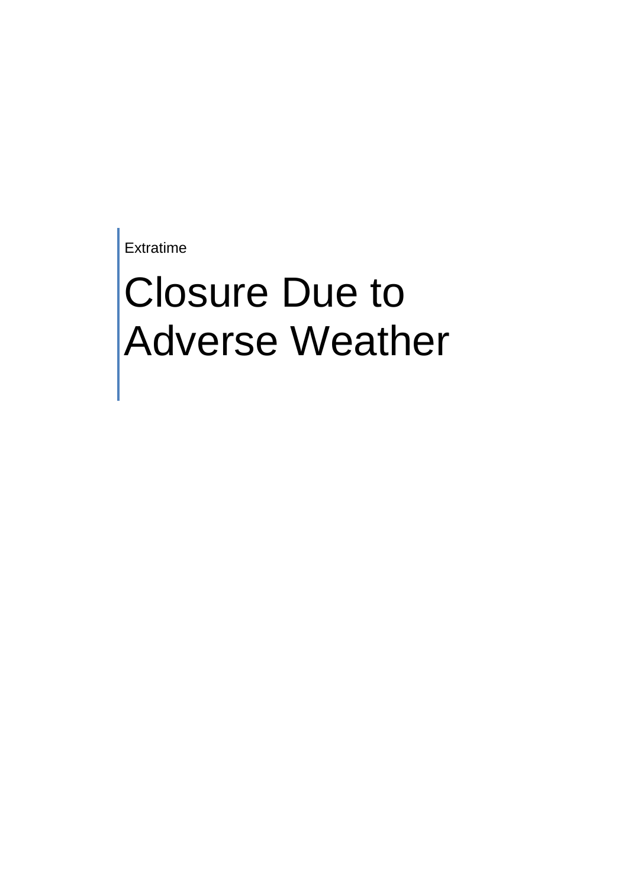Extratime

# Closure Due to Adverse Weather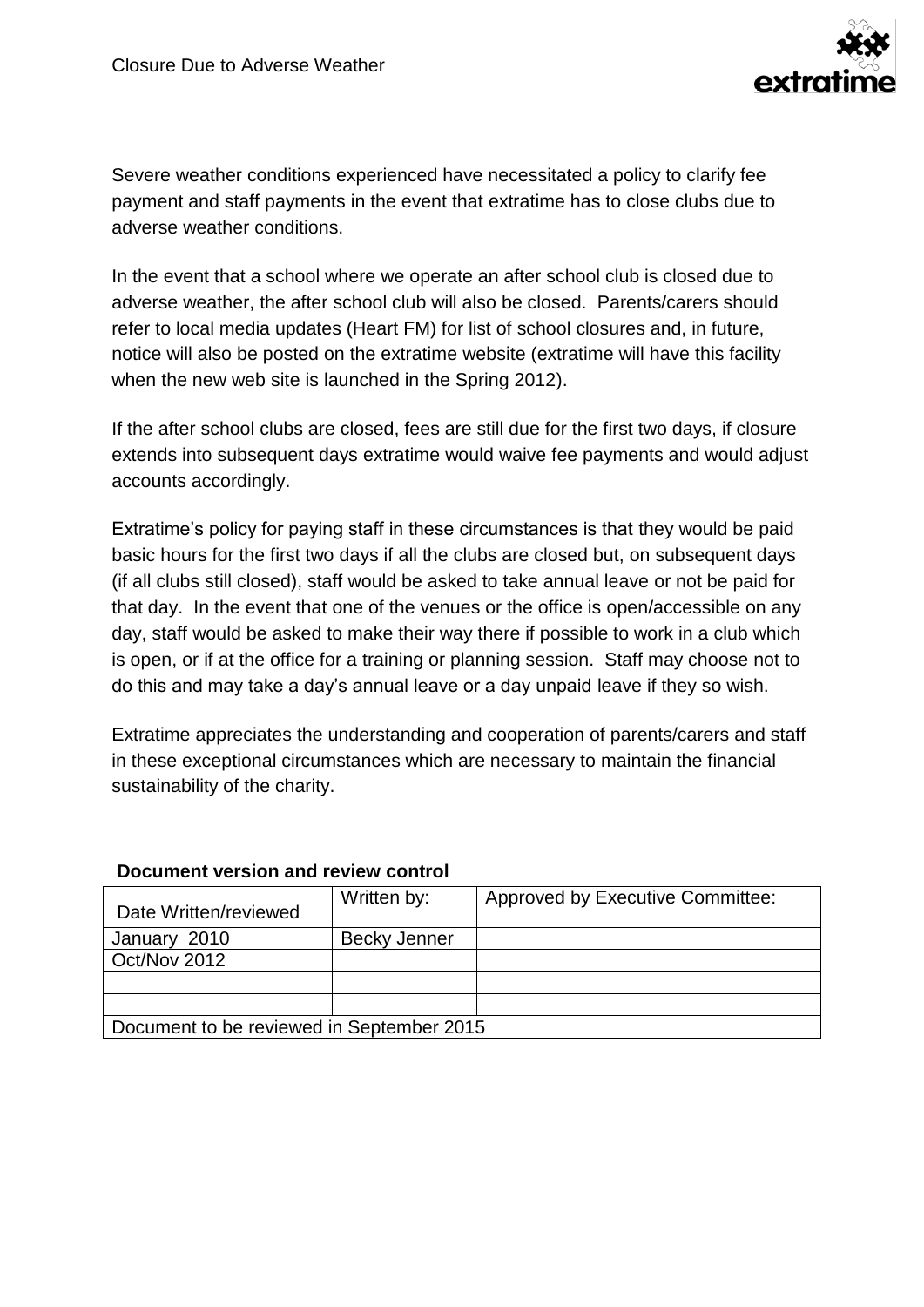Severe weather conditions experienced have necessitated a policy to clarify fee payment and staff payments in the event that extratime has to close clubs due to adverse weather conditions.

In the event that a school where we operate an after school club is closed due to adverse weather, the after school club will also be closed. Parents/carers should refer to local media updates (Heart FM) for list of school closures and, in future, notice will also be posted on the extratime website (extratime will have this facility when the new web site is launched in the Spring 2012).

If the after school clubs are closed, fees are still due for the first two days, if closure extends into subsequent days extratime would waive fee payments and would adjust accounts accordingly.

Extratime's policy for paying staff in these circumstances is that they would be paid basic hours for the first two days if all the clubs are closed but, on subsequent days (if all clubs still closed), staff would be asked to take annual leave or not be paid for that day. In the event that one of the venues or the office is open/accessible on any day, staff would be asked to make their way there if possible to work in a club which is open, or if at the office for a training or planning session. Staff may choose not to do this and may take a day's annual leave or a day unpaid leave if they so wish.

Extratime appreciates the understanding and cooperation of parents/carers and staff in these exceptional circumstances which are necessary to maintain the financial sustainability of the charity.

**Document version and review control**

| Date Written/reviewed | Written by: | Approved by Executive Committee: |
|---|---|---|
| January 2010 | Becky Jenner | |
| Oct/Nov 2012 | | |
| | | |
| | | |
| Document to be reviewed in September 2015 | | |